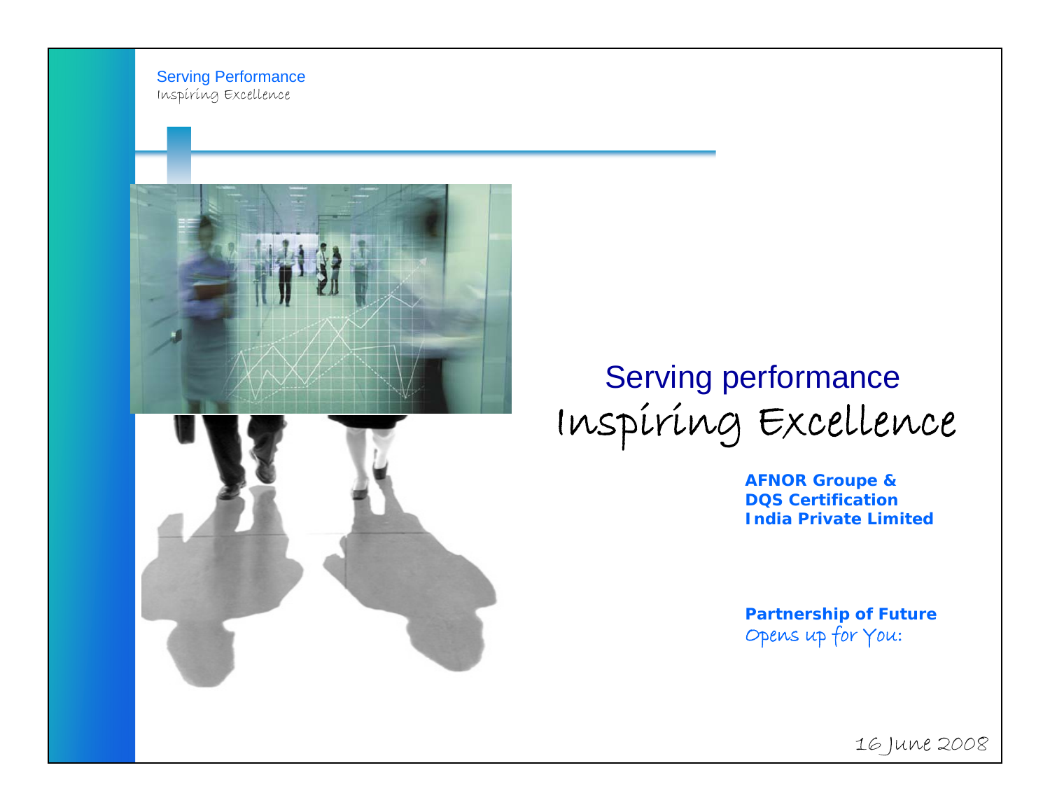# Serving performance

## Inspiring Excellence

**AFNOR Groupe & DQS Certification India Private Limited**

**Partnership of Future**
*Opens up for You:*

16 June 2008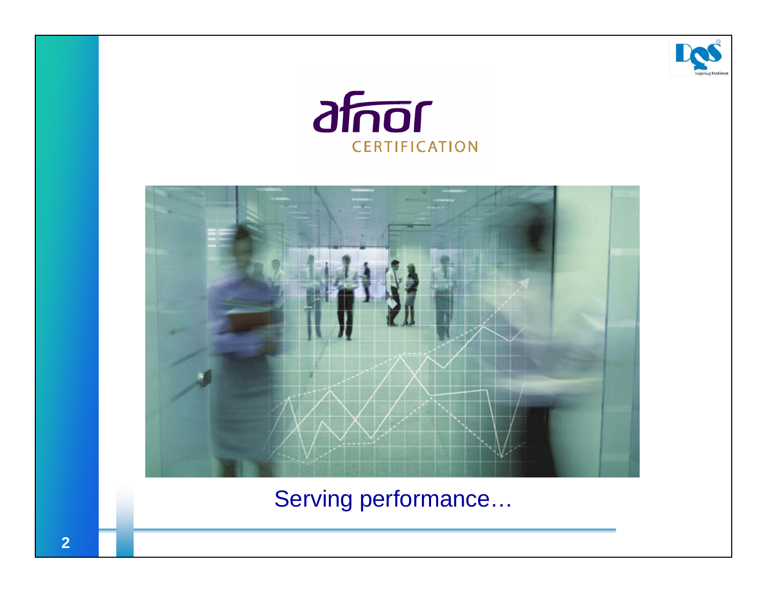afnor CERTIFICATION

Serving performance…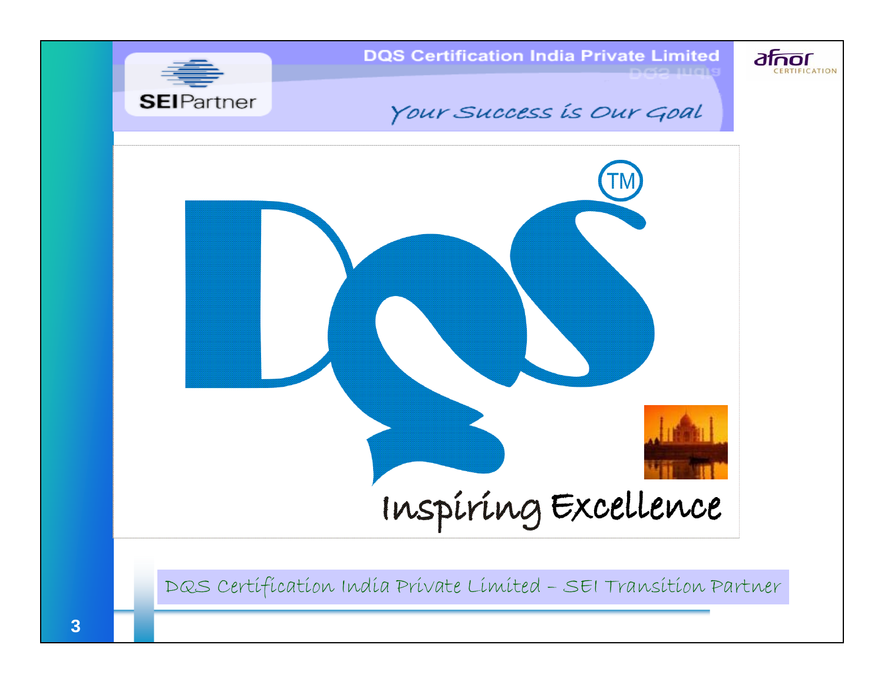DQS Certification India Private Limited

SEIPartner

*Your Success is Our Goal*

afnor CERTIFICATION

DQS

Inspiring Excellence

DQS Certification India Private Limited – SEI Transition Partner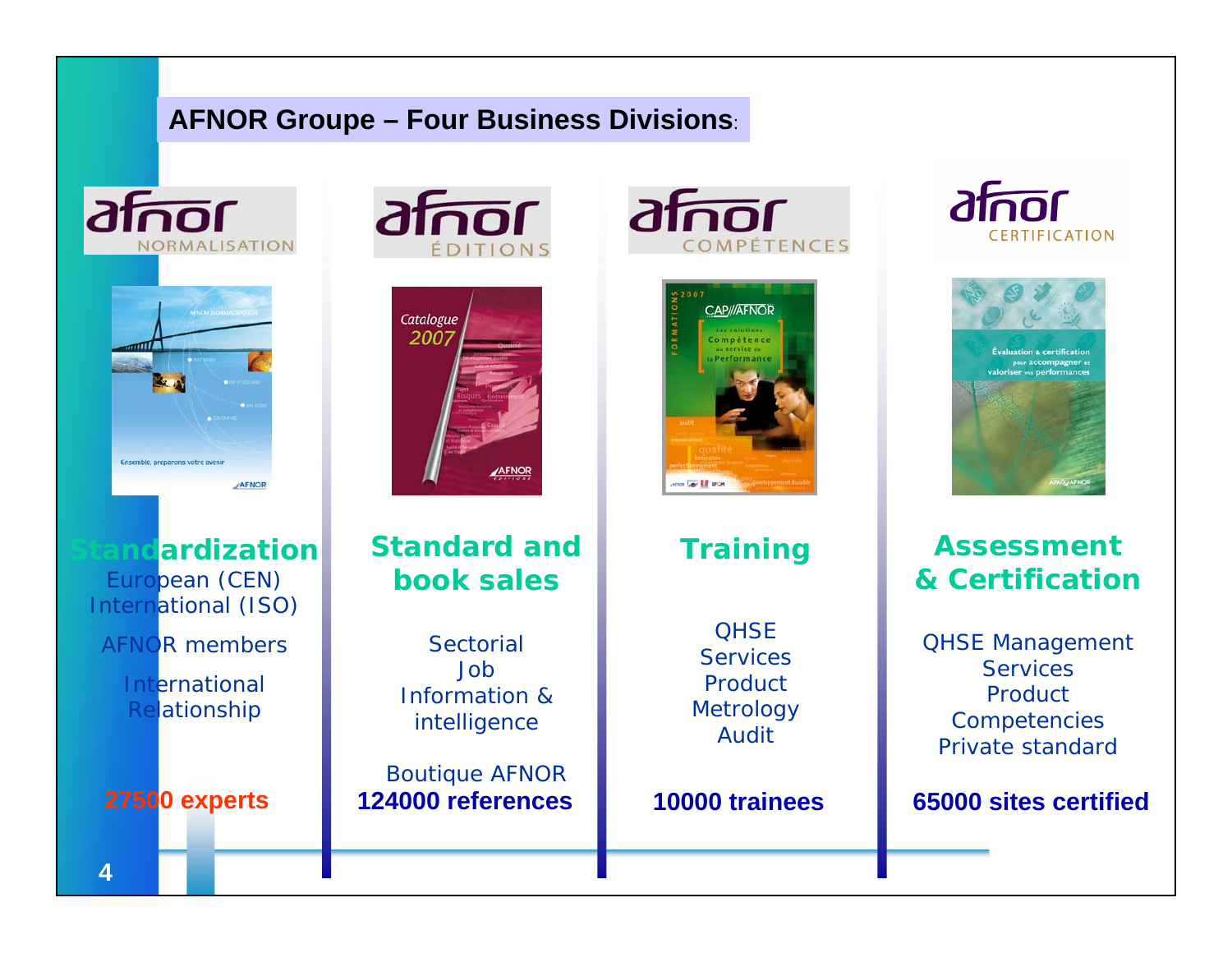## AFNOR Groupe – Four Business Divisions:

### AFNOR Normalisation

**Standardization**

European (CEN)
International (ISO)

AFNOR members

International Relationship

**27500 experts**

### AFNOR Éditions

**Standard and book sales**

Sectorial
Job
Information & intelligence

Boutique AFNOR
**124000 references**

### AFNOR Compétences

**Training**

QHSE
Services
Product
Metrology
Audit

**10000 trainees**

### AFNOR Certification

**Assessment & Certification**

QHSE Management
Services
Product
Competencies
Private standard

**65000 sites certified**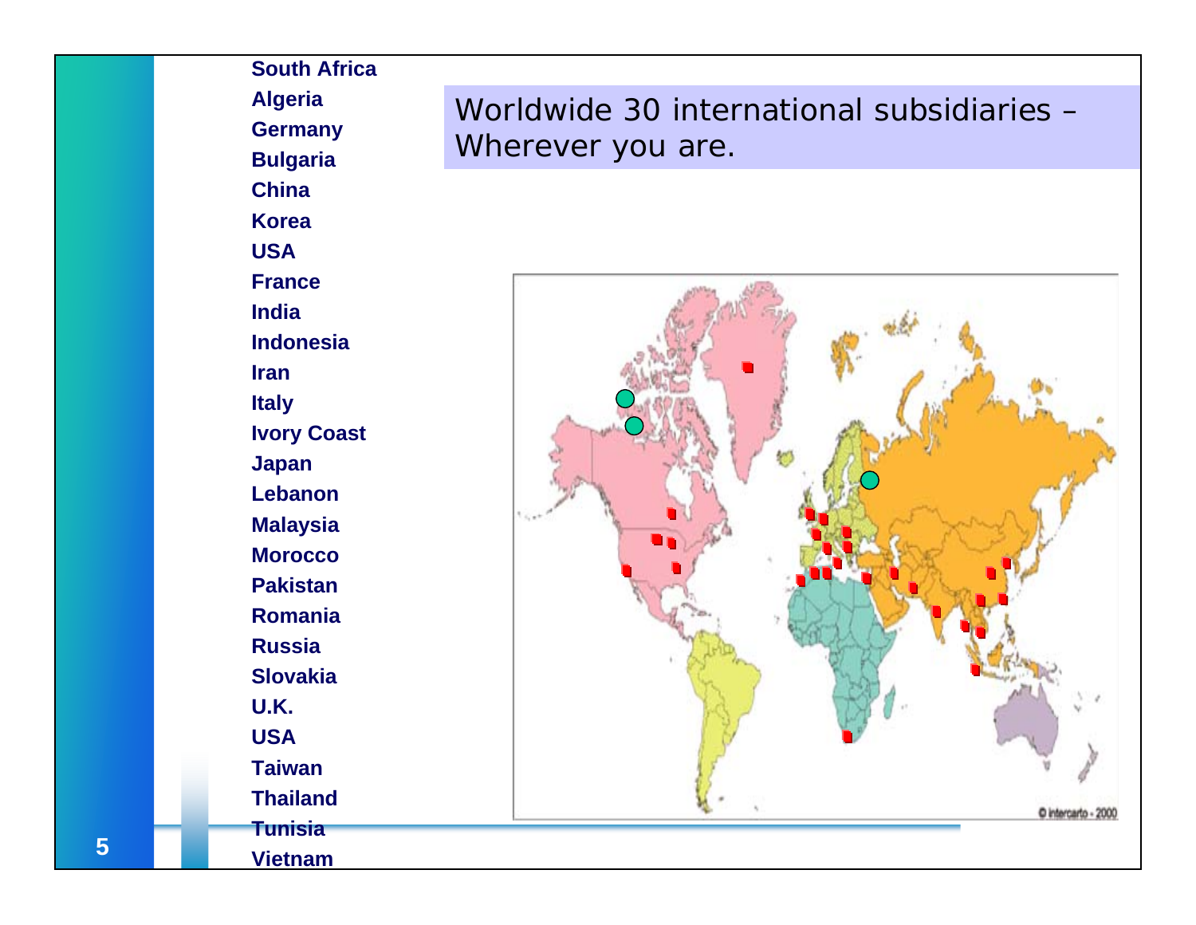Worldwide 30 international subsidiaries – Wherever you are.

- **South Africa**
- **Algeria**
- **Germany**
- **Bulgaria**
- **China**
- **Korea**
- **USA**
- **France**
- **India**
- **Indonesia**
- **Iran**
- **Italy**
- **Ivory Coast**
- **Japan**
- **Lebanon**
- **Malaysia**
- **Morocco**
- **Pakistan**
- **Romania**
- **Russia**
- **Slovakia**
- **U.K.**
- **USA**
- **Taiwan**
- **Thailand**
- **Tunisia**
- **Vietnam**

© intercarto - 2000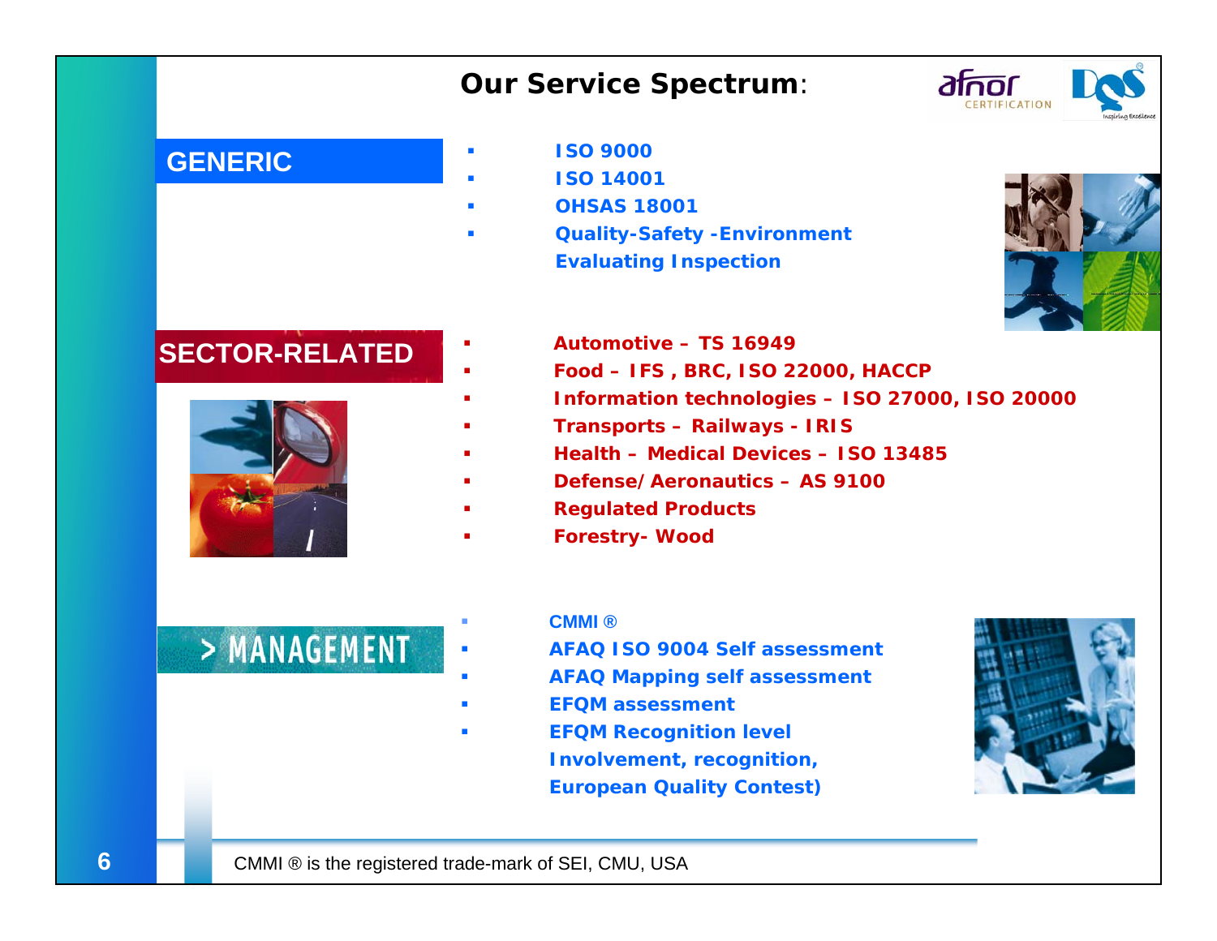# Our Service Spectrum:

## GENERIC

- **ISO 9000**
- **ISO 14001**
- **OHSAS 18001**
- **Quality-Safety -Environment Evaluating Inspection**

## SECTOR-RELATED

- **Automotive – TS 16949**
- **Food – IFS , BRC, ISO 22000, HACCP**
- **Information technologies – ISO 27000, ISO 20000**
- **Transports – Railways - IRIS**
- **Health – Medical Devices – ISO 13485**
- **Defense/Aeronautics – AS 9100**
- **Regulated Products**
- **Forestry- Wood**

## > MANAGEMENT

- **CMMI ®**
- **AFAQ ISO 9004 Self assessment**
- **AFAQ Mapping self assessment**
- **EFQM assessment**
- **EFQM Recognition level Involvement, recognition, European Quality Contest)**

CMMI ® is the registered trade-mark of SEI, CMU, USA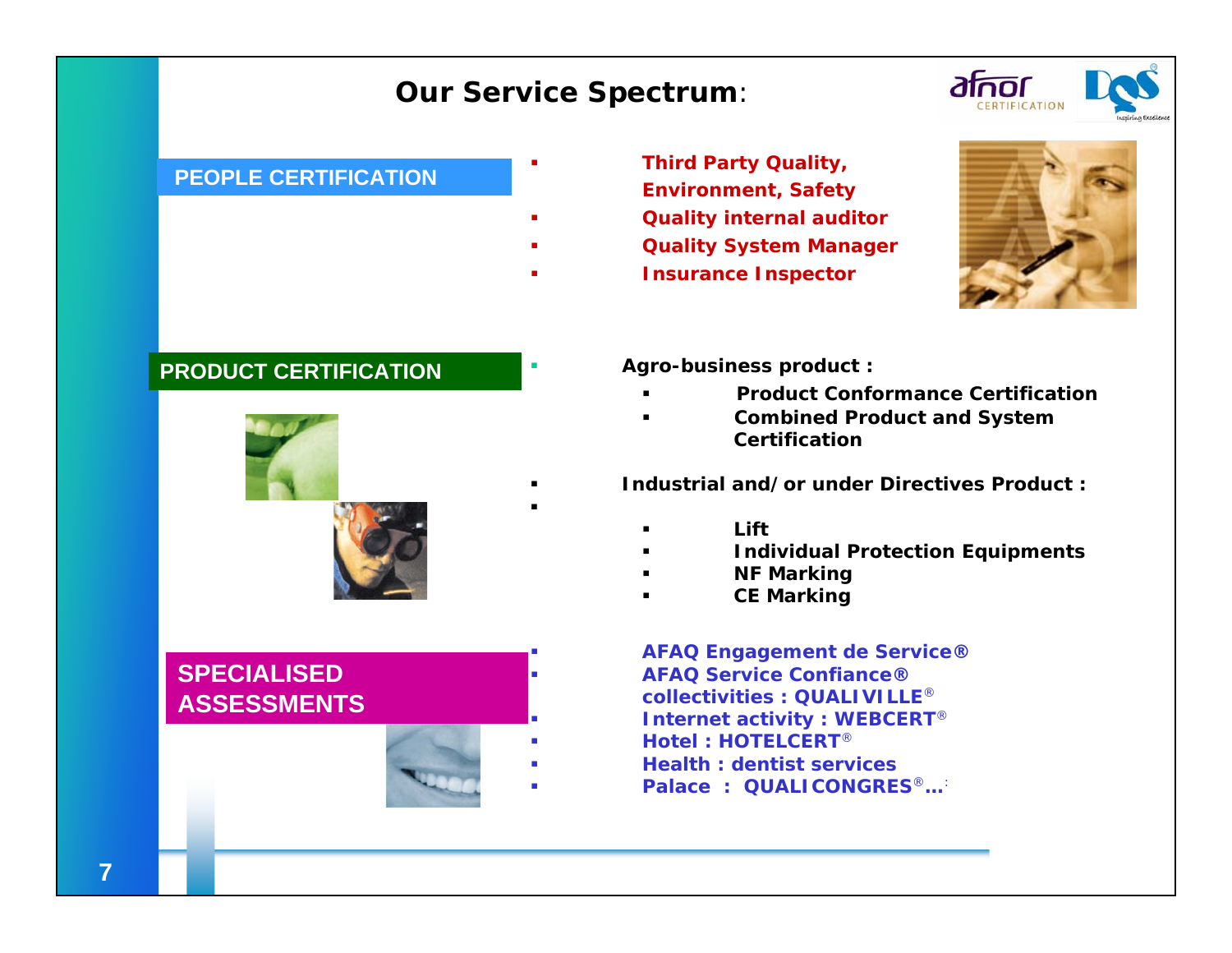# Our Service Spectrum:

## PEOPLE CERTIFICATION

- Third Party Quality, Environment, Safety
- Quality internal auditor
- Quality System Manager
- Insurance Inspector

## PRODUCT CERTIFICATION

- **Agro-business product :**
  - Product Conformance Certification
  - Combined Product and System Certification
- **Industrial and/or under Directives Product :**
  - Lift
  - Individual Protection Equipments
  - NF Marking
  - CE Marking

## SPECIALISED ASSESSMENTS

- AFAQ Engagement de Service®
- AFAQ Service Confiance®
  collectivities : QUALIVILLE®
- Internet activity : WEBCERT®
- Hotel : HOTELCERT®
- Health : dentist services
- Palace : QUALICONGRES®…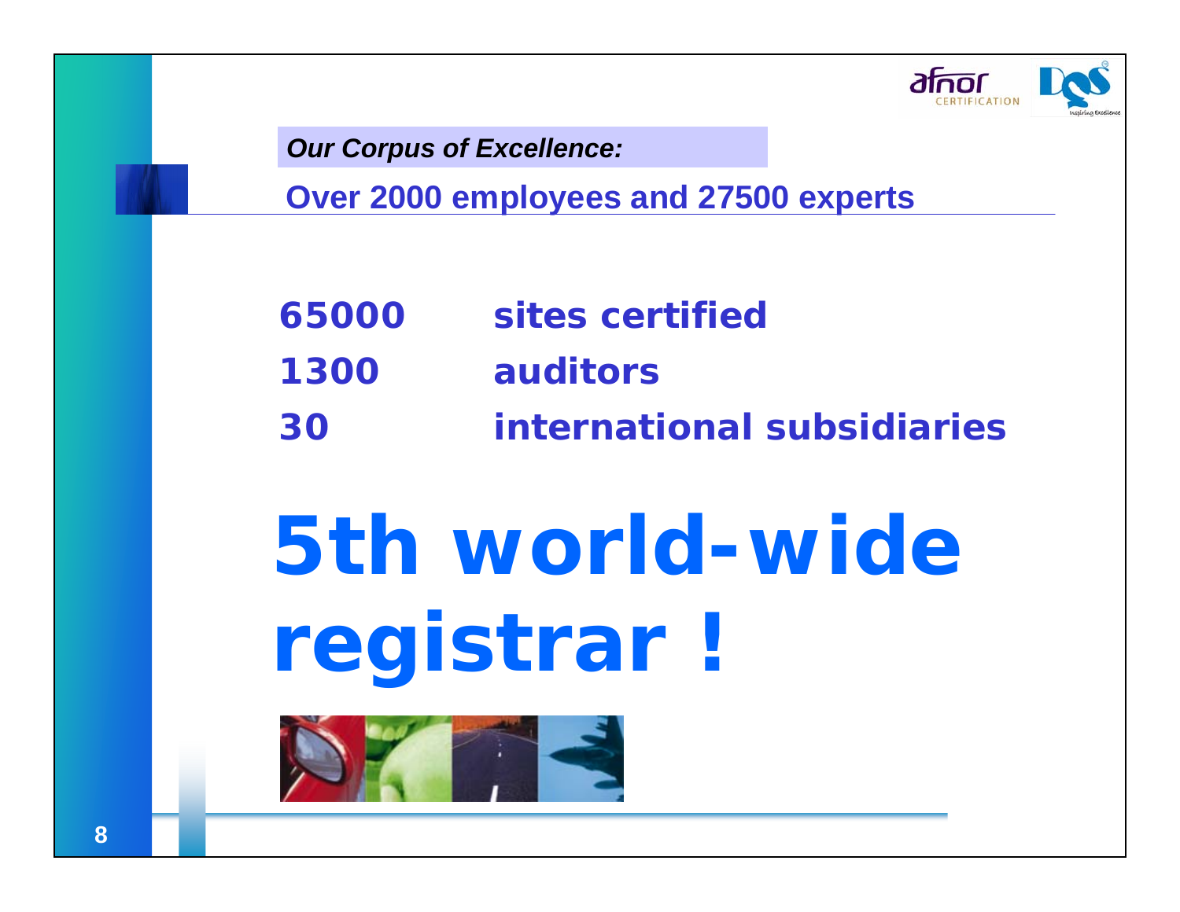*Our Corpus of Excellence:*

## Over 2000 employees and 27500 experts

| | |
|---|---|
| **65000** | **sites certified** |
| **1300** | **auditors** |
| **30** | **international subsidiaries** |

# 5th world-wide registrar !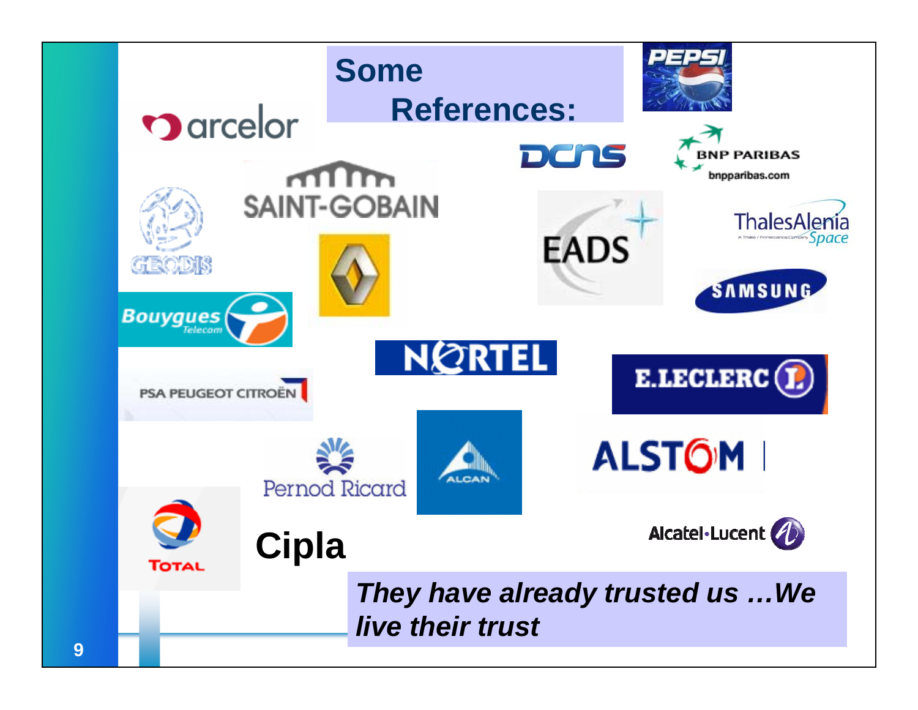# Some References:

arcelor

SAINT-GOBAIN

GEODIS

DCNS

BNP PARIBAS
bnpparibas.com

EADS

ThalesAlenia Space

SAMSUNG

Bouygues Telecom

NORTEL

E.LECLERC

PSA PEUGEOT CITROËN

Pernod Ricard

ALCAN

ALSTOM

TOTAL

Cipla

Alcatel·Lucent

*They have already trusted us …We live their trust*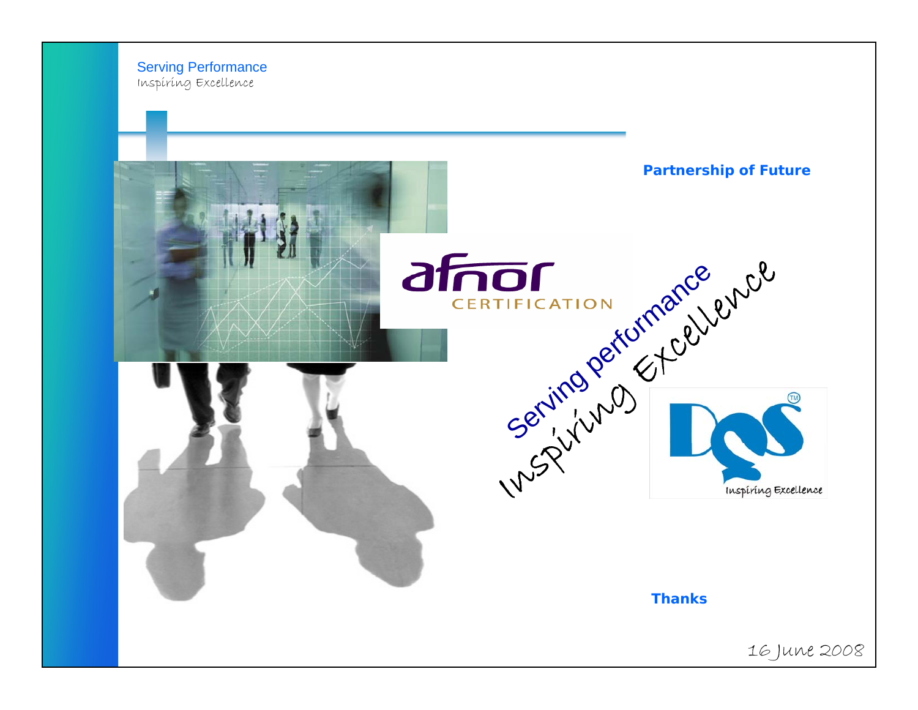Serving Performance
Inspiring Excellence

**Partnership of Future**

Serving performance
Inspiring Excellence

**Thanks**

16 June 2008